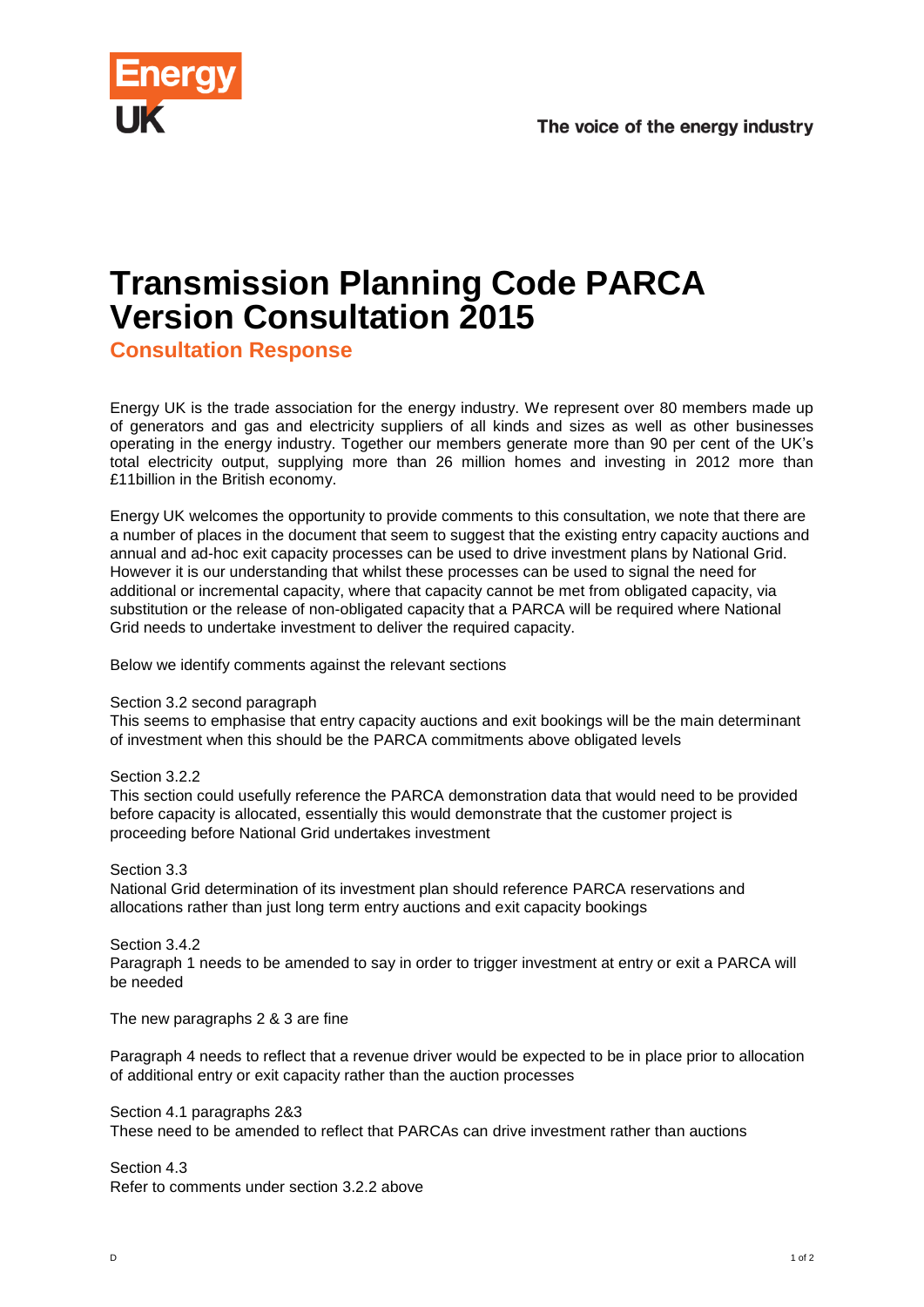# Transmission Planning Code PARCA Version Consultation 2015

## Consultation Response

Energy UK is the trade association for the energy industry. We represent over 80 members made up of generators and gas and electricity suppliers of all kinds and sizes as well as other businesses operating in the energy industry. Together our members generate more than 90 per cent of the UK's total electricity output, supplying more than 26 million homes and investing in 2012 more than £11billion in the British economy.

Energy UK welcomes the opportunity to provide comments to this consultation, we note that there are a number of places in the document that seem to suggest that the existing entry capacity auctions and annual and ad-hoc exit capacity processes can be used to drive investment plans by National Grid. However it is our understanding that whilst these processes can be used to signal the need for additional or incremental capacity, where that capacity cannot be met from obligated capacity, via substitution or the release of non-obligated capacity that a PARCA will be required where National Grid needs to undertake investment to deliver the required capacity.

Below we identify comments against the relevant sections

Section 3.2 second paragraph
This seems to emphasise that entry capacity auctions and exit bookings will be the main determinant of investment when this should be the PARCA commitments above obligated levels

Section 3.2.2
This section could usefully reference the PARCA demonstration data that would need to be provided before capacity is allocated, essentially this would demonstrate that the customer project is proceeding before National Grid undertakes investment

Section 3.3
National Grid determination of its investment plan should reference PARCA reservations and allocations rather than just long term entry auctions and exit capacity bookings

Section 3.4.2
Paragraph 1 needs to be amended to say in order to trigger investment at entry or exit a PARCA will be needed

The new paragraphs 2 & 3 are fine

Paragraph 4 needs to reflect that a revenue driver would be expected to be in place prior to allocation of additional entry or exit capacity rather than the auction processes

Section 4.1 paragraphs 2&3
These need to be amended to reflect that PARCAs can drive investment rather than auctions

Section 4.3
Refer to comments under section 3.2.2 above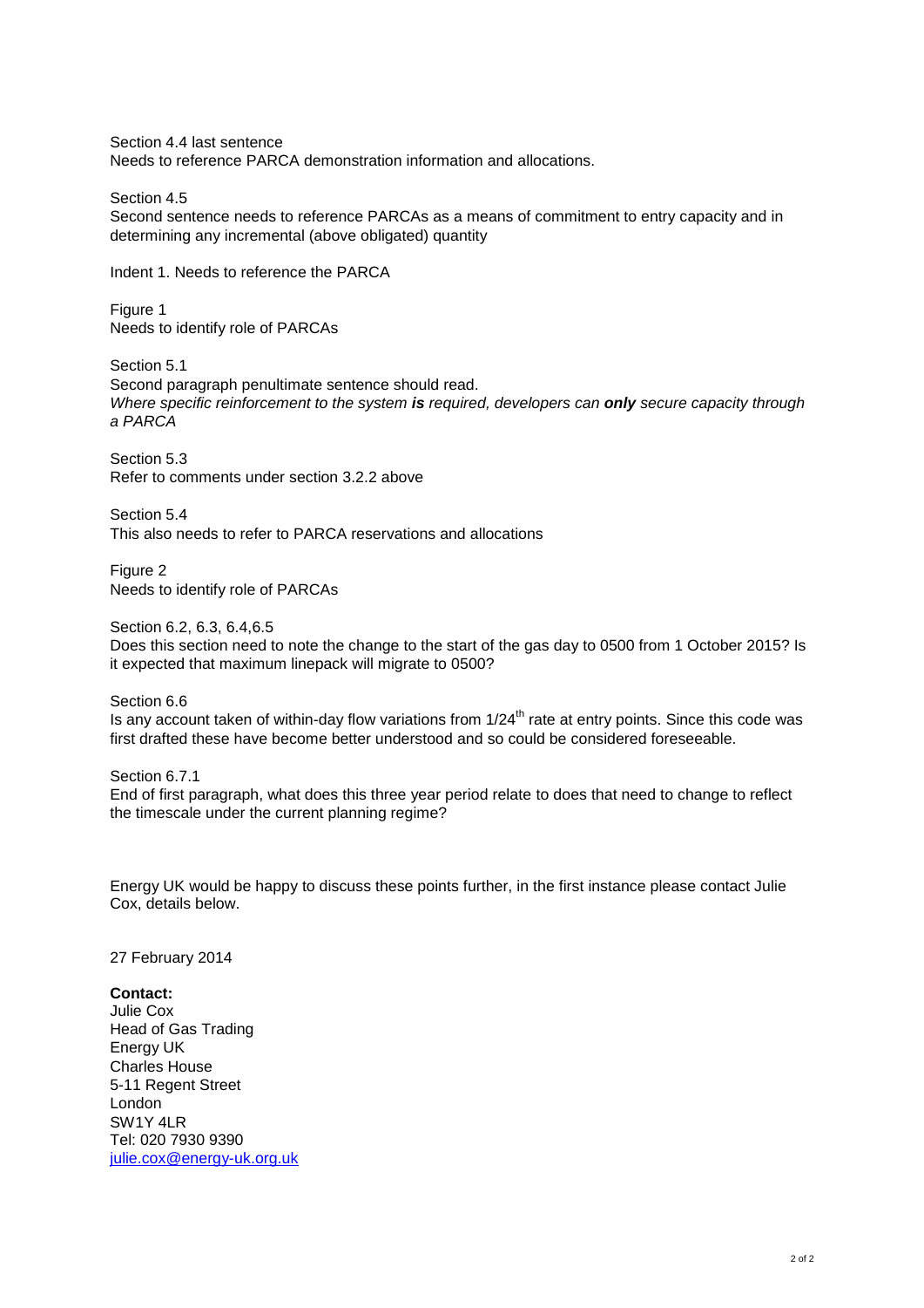Section 4.4 last sentence
Needs to reference PARCA demonstration information and allocations.

Section 4.5
Second sentence needs to reference PARCAs as a means of commitment to entry capacity and in determining any incremental (above obligated) quantity

Indent 1. Needs to reference the PARCA

Figure 1
Needs to identify role of PARCAs

Section 5.1
Second paragraph penultimate sentence should read.
*Where specific reinforcement to the system **is** required, developers can **only** secure capacity through a PARCA*

Section 5.3
Refer to comments under section 3.2.2 above

Section 5.4
This also needs to refer to PARCA reservations and allocations

Figure 2
Needs to identify role of PARCAs

Section 6.2, 6.3, 6.4,6.5
Does this section need to note the change to the start of the gas day to 0500 from 1 October 2015? Is it expected that maximum linepack will migrate to 0500?

Section 6.6
Is any account taken of within-day flow variations from 1/24th rate at entry points. Since this code was first drafted these have become better understood and so could be considered foreseeable.

Section 6.7.1
End of first paragraph, what does this three year period relate to does that need to change to reflect the timescale under the current planning regime?

Energy UK would be happy to discuss these points further, in the first instance please contact Julie Cox, details below.

27 February 2014

**Contact:**
Julie Cox
Head of Gas Trading
Energy UK
Charles House
5-11 Regent Street
London
SW1Y 4LR
Tel: 020 7930 9390
julie.cox@energy-uk.org.uk